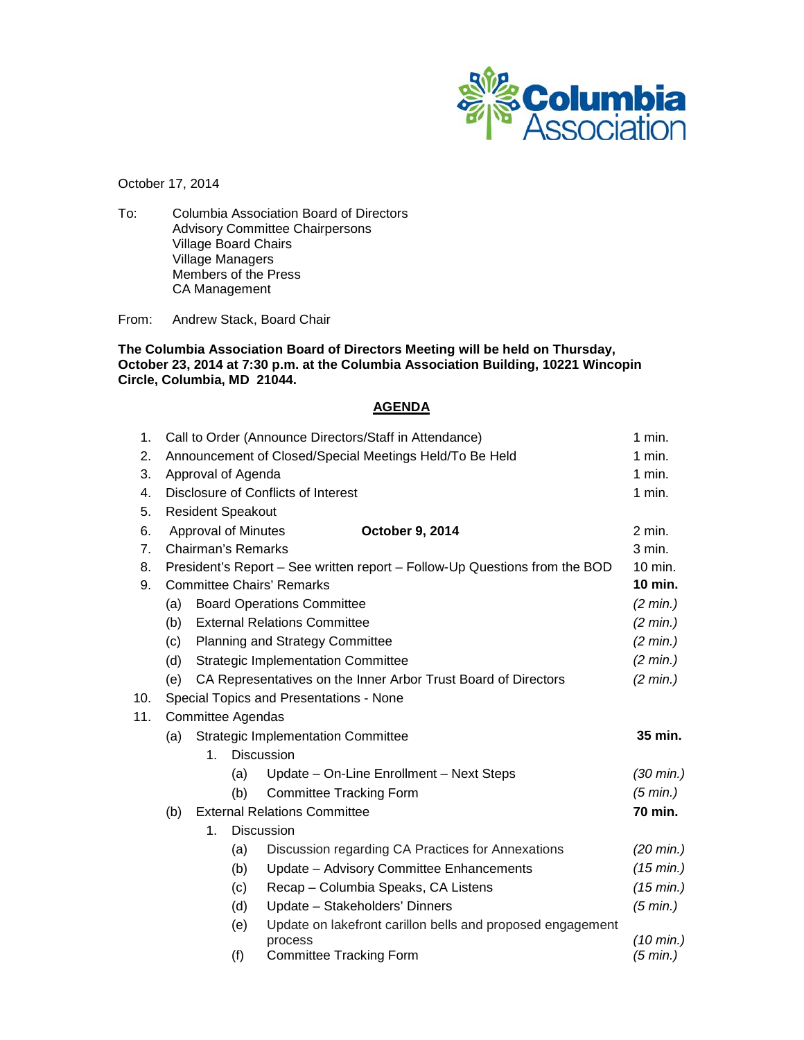Columbia Association

October 17, 2014

To: Columbia Association Board of Directors
Advisory Committee Chairpersons
Village Board Chairs
Village Managers
Members of the Press
CA Management

From: Andrew Stack, Board Chair

**The Columbia Association Board of Directors Meeting will be held on Thursday, October 23, 2014 at 7:30 p.m. at the Columbia Association Building, 10221 Wincopin Circle, Columbia, MD 21044.**

## AGENDA

| | | |
|---|---|---|
| 1. | Call to Order (Announce Directors/Staff in Attendance) | 1 min. |
| 2. | Announcement of Closed/Special Meetings Held/To Be Held | 1 min. |
| 3. | Approval of Agenda | 1 min. |
| 4. | Disclosure of Conflicts of Interest | 1 min. |
| 5. | Resident Speakout | |
| 6. | Approval of Minutes **October 9, 2014** | 2 min. |
| 7. | Chairman's Remarks | 3 min. |
| 8. | President's Report – See written report – Follow-Up Questions from the BOD | 10 min. |
| 9. | Committee Chairs' Remarks | **10 min.** |
| | (a) Board Operations Committee | *(2 min.)* |
| | (b) External Relations Committee | *(2 min.)* |
| | (c) Planning and Strategy Committee | *(2 min.)* |
| | (d) Strategic Implementation Committee | *(2 min.)* |
| | (e) CA Representatives on the Inner Arbor Trust Board of Directors | *(2 min.)* |
| 10. | Special Topics and Presentations - None | |
| 11. | Committee Agendas | |
| | (a) Strategic Implementation Committee | **35 min.** |
| | 1. Discussion | |
| | (a) Update – On-Line Enrollment – Next Steps | *(30 min.)* |
| | (b) Committee Tracking Form | *(5 min.)* |
| | (b) External Relations Committee | **70 min.** |
| | 1. Discussion | |
| | (a) Discussion regarding CA Practices for Annexations | *(20 min.)* |
| | (b) Update – Advisory Committee Enhancements | *(15 min.)* |
| | (c) Recap – Columbia Speaks, CA Listens | *(15 min.)* |
| | (d) Update – Stakeholders' Dinners | *(5 min.)* |
| | (e) Update on lakefront carillon bells and proposed engagement process | *(10 min.)* |
| | (f) Committee Tracking Form | *(5 min.)* |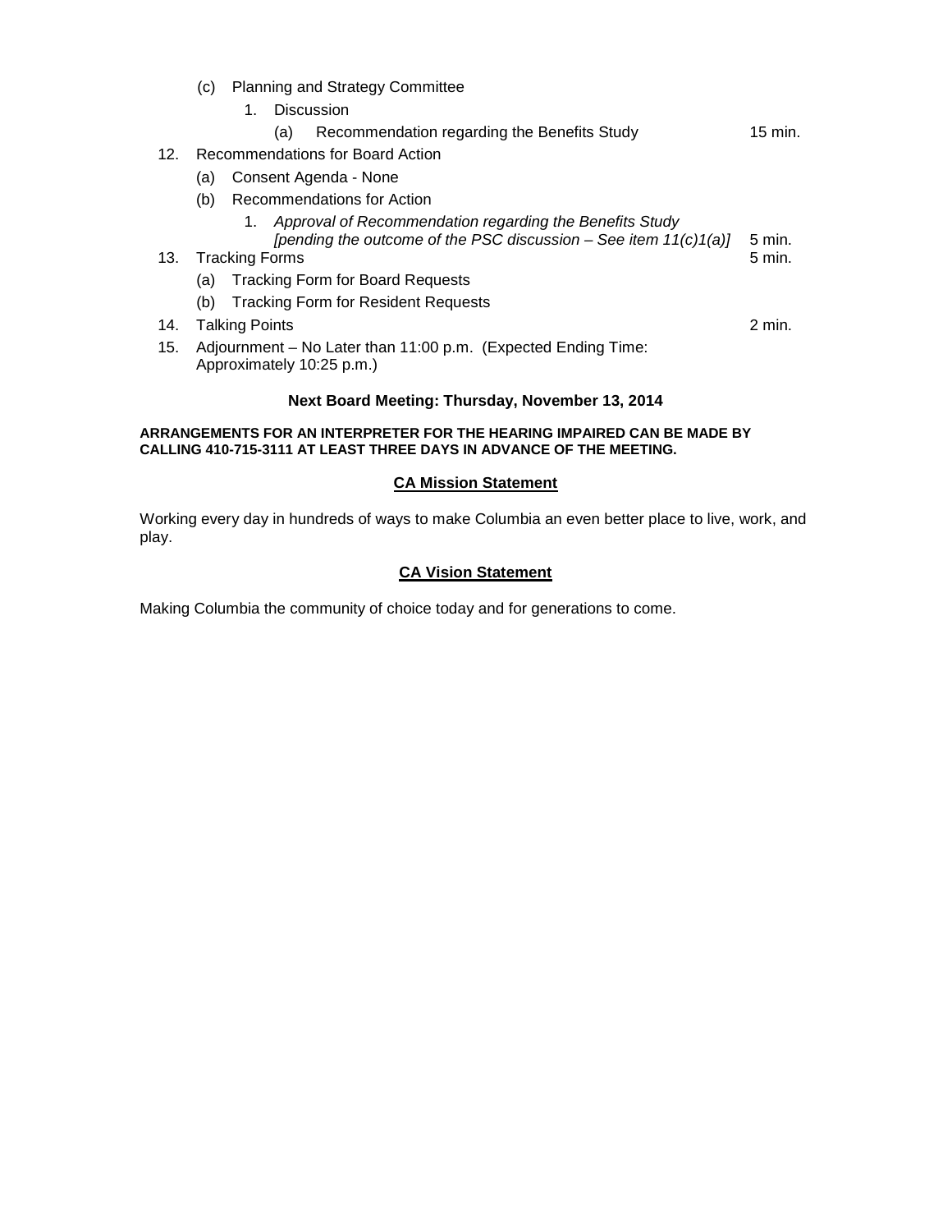- (c) Planning and Strategy Committee
  1. Discussion
     - (a) Recommendation regarding the Benefits Study 15 min.

12. Recommendations for Board Action
    - (a) Consent Agenda - None
    - (b) Recommendations for Action
      1. *Approval of Recommendation regarding the Benefits Study [pending the outcome of the PSC discussion – See item 11(c)1(a)]* 5 min.

13. Tracking Forms 5 min.
    - (a) Tracking Form for Board Requests
    - (b) Tracking Form for Resident Requests

14. Talking Points 2 min.

15. Adjournment – No Later than 11:00 p.m. (Expected Ending Time: Approximately 10:25 p.m.)

**Next Board Meeting: Thursday, November 13, 2014**

**ARRANGEMENTS FOR AN INTERPRETER FOR THE HEARING IMPAIRED CAN BE MADE BY CALLING 410-715-3111 AT LEAST THREE DAYS IN ADVANCE OF THE MEETING.**

## CA Mission Statement

Working every day in hundreds of ways to make Columbia an even better place to live, work, and play.

## CA Vision Statement

Making Columbia the community of choice today and for generations to come.